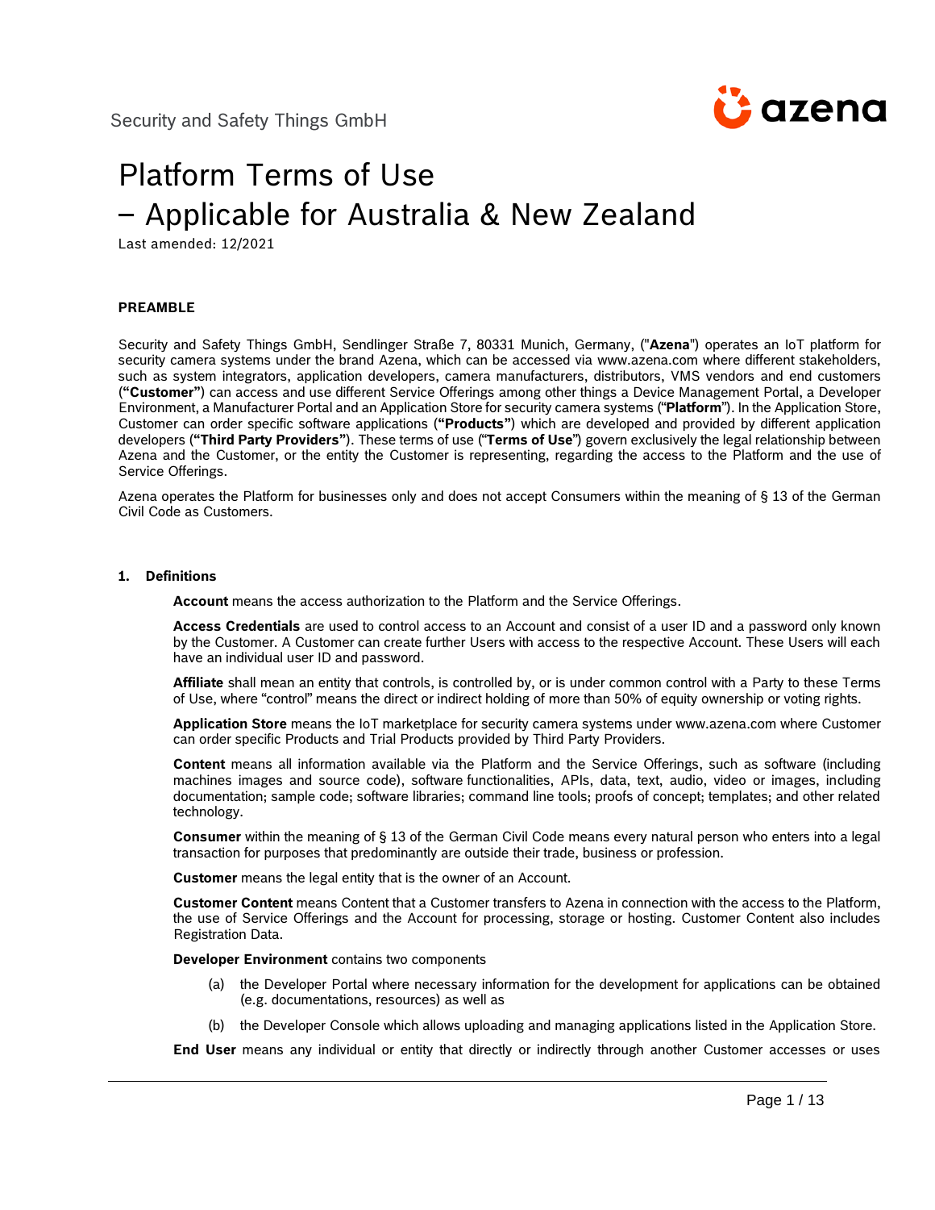Security and Safety Things GmbH

# Platform Terms of Use – Applicable for Australia & New Zealand

Last amended: 12/2021

## PREAMBLE

Security and Safety Things GmbH, Sendlinger Straße 7, 80331 Munich, Germany, ("**Azena**") operates an IoT platform for security camera systems under the brand Azena, which can be accessed via www.azena.com where different stakeholders, such as system integrators, application developers, camera manufacturers, distributors, VMS vendors and end customers (**"Customer"**) can access and use different Service Offerings among other things a Device Management Portal, a Developer Environment, a Manufacturer Portal and an Application Store for security camera systems ("**Platform**"). In the Application Store, Customer can order specific software applications (**"Products"**) which are developed and provided by different application developers (**"Third Party Providers"**). These terms of use ("**Terms of Use**") govern exclusively the legal relationship between Azena and the Customer, or the entity the Customer is representing, regarding the access to the Platform and the use of Service Offerings.

Azena operates the Platform for businesses only and does not accept Consumers within the meaning of § 13 of the German Civil Code as Customers.

## 1. Definitions

**Account** means the access authorization to the Platform and the Service Offerings.

**Access Credentials** are used to control access to an Account and consist of a user ID and a password only known by the Customer. A Customer can create further Users with access to the respective Account. These Users will each have an individual user ID and password.

**Affiliate** shall mean an entity that controls, is controlled by, or is under common control with a Party to these Terms of Use, where "control" means the direct or indirect holding of more than 50% of equity ownership or voting rights.

**Application Store** means the IoT marketplace for security camera systems under www.azena.com where Customer can order specific Products and Trial Products provided by Third Party Providers.

**Content** means all information available via the Platform and the Service Offerings, such as software (including machines images and source code), software functionalities, APIs, data, text, audio, video or images, including documentation; sample code; software libraries; command line tools; proofs of concept; templates; and other related technology.

**Consumer** within the meaning of § 13 of the German Civil Code means every natural person who enters into a legal transaction for purposes that predominantly are outside their trade, business or profession.

**Customer** means the legal entity that is the owner of an Account.

**Customer Content** means Content that a Customer transfers to Azena in connection with the access to the Platform, the use of Service Offerings and the Account for processing, storage or hosting. Customer Content also includes Registration Data.

**Developer Environment** contains two components

(a) the Developer Portal where necessary information for the development for applications can be obtained (e.g. documentations, resources) as well as

(b) the Developer Console which allows uploading and managing applications listed in the Application Store.

**End User** means any individual or entity that directly or indirectly through another Customer accesses or uses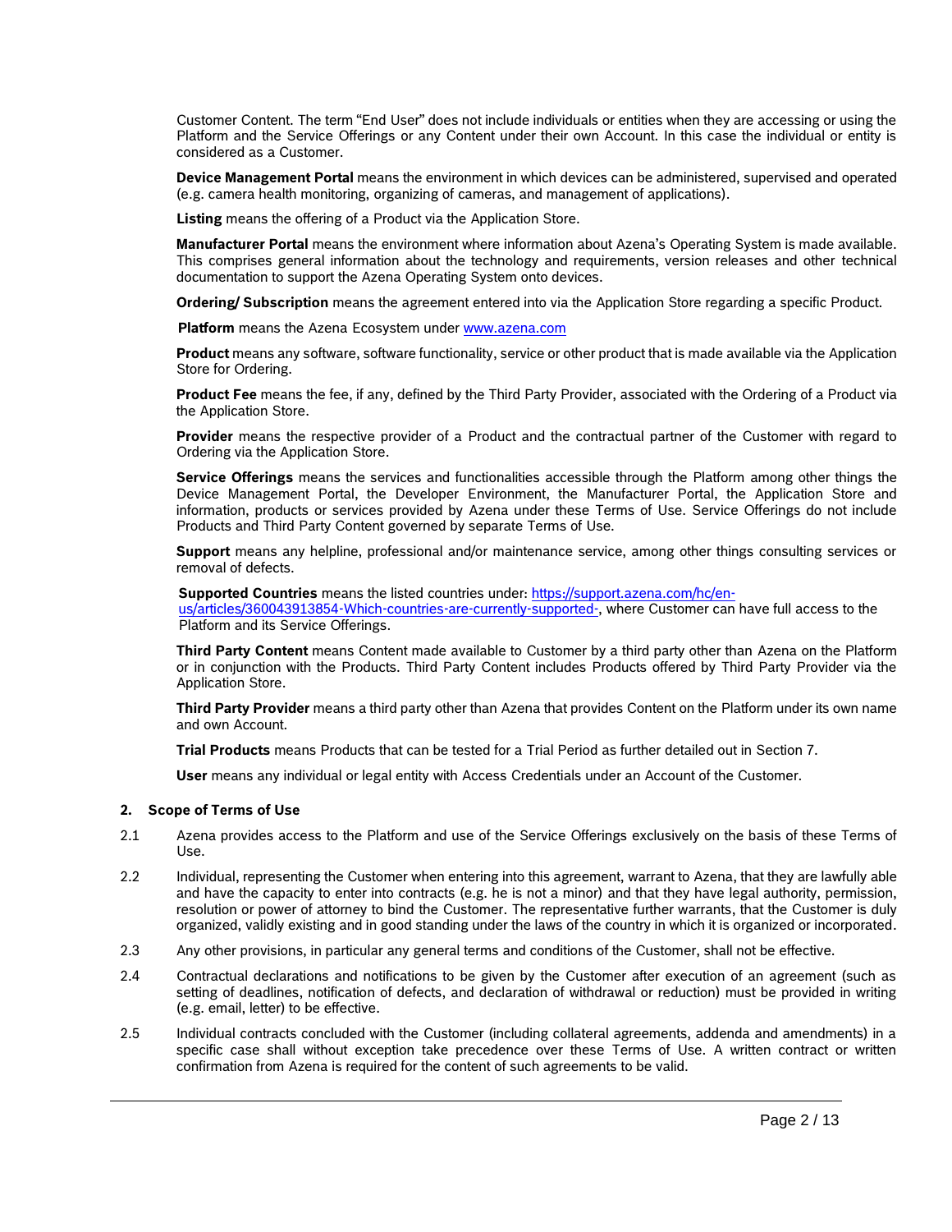Customer Content. The term "End User" does not include individuals or entities when they are accessing or using the Platform and the Service Offerings or any Content under their own Account. In this case the individual or entity is considered as a Customer.

**Device Management Portal** means the environment in which devices can be administered, supervised and operated (e.g. camera health monitoring, organizing of cameras, and management of applications).

**Listing** means the offering of a Product via the Application Store.

**Manufacturer Portal** means the environment where information about Azena's Operating System is made available. This comprises general information about the technology and requirements, version releases and other technical documentation to support the Azena Operating System onto devices.

**Ordering/ Subscription** means the agreement entered into via the Application Store regarding a specific Product.

**Platform** means the Azena Ecosystem under [www.azena.com](www.azena.com)

**Product** means any software, software functionality, service or other product that is made available via the Application Store for Ordering.

**Product Fee** means the fee, if any, defined by the Third Party Provider, associated with the Ordering of a Product via the Application Store.

**Provider** means the respective provider of a Product and the contractual partner of the Customer with regard to Ordering via the Application Store.

**Service Offerings** means the services and functionalities accessible through the Platform among other things the Device Management Portal, the Developer Environment, the Manufacturer Portal, the Application Store and information, products or services provided by Azena under these Terms of Use. Service Offerings do not include Products and Third Party Content governed by separate Terms of Use.

**Support** means any helpline, professional and/or maintenance service, among other things consulting services or removal of defects.

**Supported Countries** means the listed countries under: [https://support.azena.com/hc/en-us/articles/360043913854-Which-countries-are-currently-supported-](https://support.azena.com/hc/en-us/articles/360043913854-Which-countries-are-currently-supported-), where Customer can have full access to the Platform and its Service Offerings.

**Third Party Content** means Content made available to Customer by a third party other than Azena on the Platform or in conjunction with the Products. Third Party Content includes Products offered by Third Party Provider via the Application Store.

**Third Party Provider** means a third party other than Azena that provides Content on the Platform under its own name and own Account.

**Trial Products** means Products that can be tested for a Trial Period as further detailed out in Section 7.

**User** means any individual or legal entity with Access Credentials under an Account of the Customer.

## 2. Scope of Terms of Use

2.1 Azena provides access to the Platform and use of the Service Offerings exclusively on the basis of these Terms of Use.

2.2 Individual, representing the Customer when entering into this agreement, warrant to Azena, that they are lawfully able and have the capacity to enter into contracts (e.g. he is not a minor) and that they have legal authority, permission, resolution or power of attorney to bind the Customer. The representative further warrants, that the Customer is duly organized, validly existing and in good standing under the laws of the country in which it is organized or incorporated.

2.3 Any other provisions, in particular any general terms and conditions of the Customer, shall not be effective.

2.4 Contractual declarations and notifications to be given by the Customer after execution of an agreement (such as setting of deadlines, notification of defects, and declaration of withdrawal or reduction) must be provided in writing (e.g. email, letter) to be effective.

2.5 Individual contracts concluded with the Customer (including collateral agreements, addenda and amendments) in a specific case shall without exception take precedence over these Terms of Use. A written contract or written confirmation from Azena is required for the content of such agreements to be valid.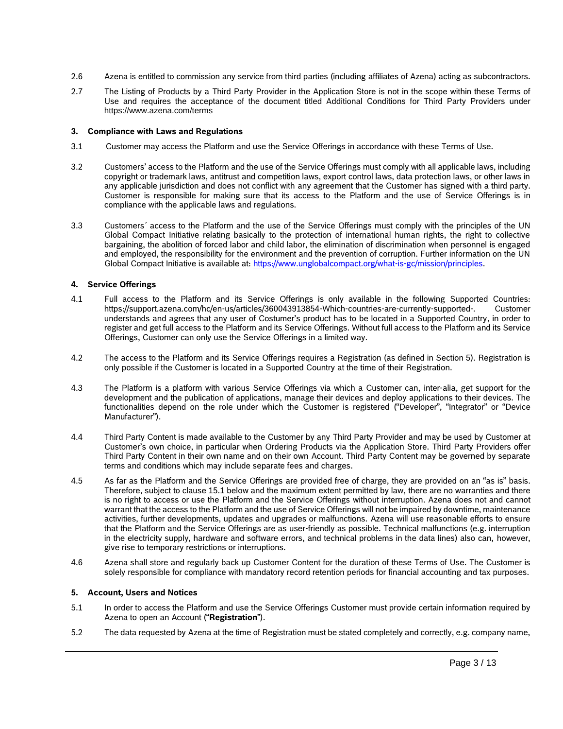2.6 Azena is entitled to commission any service from third parties (including affiliates of Azena) acting as subcontractors.

2.7 The Listing of Products by a Third Party Provider in the Application Store is not in the scope within these Terms of Use and requires the acceptance of the document titled Additional Conditions for Third Party Providers under https://www.azena.com/terms

### 3. Compliance with Laws and Regulations

3.1 Customer may access the Platform and use the Service Offerings in accordance with these Terms of Use.

3.2 Customers' access to the Platform and the use of the Service Offerings must comply with all applicable laws, including copyright or trademark laws, antitrust and competition laws, export control laws, data protection laws, or other laws in any applicable jurisdiction and does not conflict with any agreement that the Customer has signed with a third party. Customer is responsible for making sure that its access to the Platform and the use of Service Offerings is in compliance with the applicable laws and regulations.

3.3 Customers´ access to the Platform and the use of the Service Offerings must comply with the principles of the UN Global Compact Initiative relating basically to the protection of international human rights, the right to collective bargaining, the abolition of forced labor and child labor, the elimination of discrimination when personnel is engaged and employed, the responsibility for the environment and the prevention of corruption. Further information on the UN Global Compact Initiative is available at: https://www.unglobalcompact.org/what-is-gc/mission/principles.

### 4. Service Offerings

4.1 Full access to the Platform and its Service Offerings is only available in the following Supported Countries: https://support.azena.com/hc/en-us/articles/360043913854-Which-countries-are-currently-supported-. Customer understands and agrees that any user of Costumer's product has to be located in a Supported Country, in order to register and get full access to the Platform and its Service Offerings. Without full access to the Platform and its Service Offerings, Customer can only use the Service Offerings in a limited way.

4.2 The access to the Platform and its Service Offerings requires a Registration (as defined in Section 5). Registration is only possible if the Customer is located in a Supported Country at the time of their Registration.

4.3 The Platform is a platform with various Service Offerings via which a Customer can, inter-alia, get support for the development and the publication of applications, manage their devices and deploy applications to their devices. The functionalities depend on the role under which the Customer is registered ("Developer", "Integrator" or "Device Manufacturer").

4.4 Third Party Content is made available to the Customer by any Third Party Provider and may be used by Customer at Customer's own choice, in particular when Ordering Products via the Application Store. Third Party Providers offer Third Party Content in their own name and on their own Account. Third Party Content may be governed by separate terms and conditions which may include separate fees and charges.

4.5 As far as the Platform and the Service Offerings are provided free of charge, they are provided on an "as is" basis. Therefore, subject to clause 15.1 below and the maximum extent permitted by law, there are no warranties and there is no right to access or use the Platform and the Service Offerings without interruption. Azena does not and cannot warrant that the access to the Platform and the use of Service Offerings will not be impaired by downtime, maintenance activities, further developments, updates and upgrades or malfunctions. Azena will use reasonable efforts to ensure that the Platform and the Service Offerings are as user-friendly as possible. Technical malfunctions (e.g. interruption in the electricity supply, hardware and software errors, and technical problems in the data lines) also can, however, give rise to temporary restrictions or interruptions.

4.6 Azena shall store and regularly back up Customer Content for the duration of these Terms of Use. The Customer is solely responsible for compliance with mandatory record retention periods for financial accounting and tax purposes.

### 5. Account, Users and Notices

5.1 In order to access the Platform and use the Service Offerings Customer must provide certain information required by Azena to open an Account ("**Registration**").

5.2 The data requested by Azena at the time of Registration must be stated completely and correctly, e.g. company name,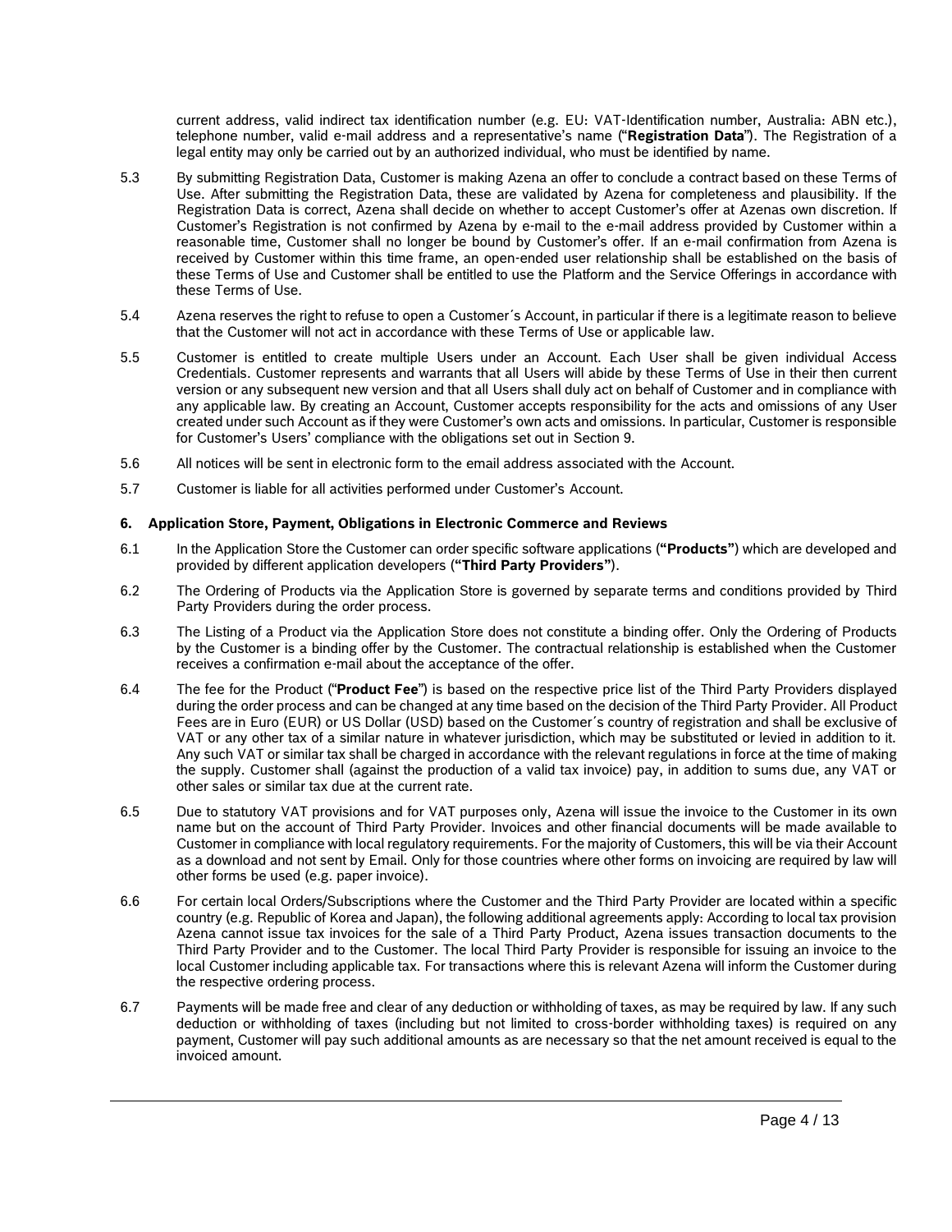current address, valid indirect tax identification number (e.g. EU: VAT-Identification number, Australia: ABN etc.), telephone number, valid e-mail address and a representative's name ("**Registration Data**"). The Registration of a legal entity may only be carried out by an authorized individual, who must be identified by name.

5.3 By submitting Registration Data, Customer is making Azena an offer to conclude a contract based on these Terms of Use. After submitting the Registration Data, these are validated by Azena for completeness and plausibility. If the Registration Data is correct, Azena shall decide on whether to accept Customer's offer at Azenas own discretion. If Customer's Registration is not confirmed by Azena by e-mail to the e-mail address provided by Customer within a reasonable time, Customer shall no longer be bound by Customer's offer. If an e-mail confirmation from Azena is received by Customer within this time frame, an open-ended user relationship shall be established on the basis of these Terms of Use and Customer shall be entitled to use the Platform and the Service Offerings in accordance with these Terms of Use.

5.4 Azena reserves the right to refuse to open a Customer´s Account, in particular if there is a legitimate reason to believe that the Customer will not act in accordance with these Terms of Use or applicable law.

5.5 Customer is entitled to create multiple Users under an Account. Each User shall be given individual Access Credentials. Customer represents and warrants that all Users will abide by these Terms of Use in their then current version or any subsequent new version and that all Users shall duly act on behalf of Customer and in compliance with any applicable law. By creating an Account, Customer accepts responsibility for the acts and omissions of any User created under such Account as if they were Customer's own acts and omissions. In particular, Customer is responsible for Customer's Users' compliance with the obligations set out in Section 9.

5.6 All notices will be sent in electronic form to the email address associated with the Account.

5.7 Customer is liable for all activities performed under Customer's Account.

### 6. Application Store, Payment, Obligations in Electronic Commerce and Reviews

6.1 In the Application Store the Customer can order specific software applications (**"Products"**) which are developed and provided by different application developers (**"Third Party Providers"**).

6.2 The Ordering of Products via the Application Store is governed by separate terms and conditions provided by Third Party Providers during the order process.

6.3 The Listing of a Product via the Application Store does not constitute a binding offer. Only the Ordering of Products by the Customer is a binding offer by the Customer. The contractual relationship is established when the Customer receives a confirmation e-mail about the acceptance of the offer.

6.4 The fee for the Product ("**Product Fee**") is based on the respective price list of the Third Party Providers displayed during the order process and can be changed at any time based on the decision of the Third Party Provider. All Product Fees are in Euro (EUR) or US Dollar (USD) based on the Customer´s country of registration and shall be exclusive of VAT or any other tax of a similar nature in whatever jurisdiction, which may be substituted or levied in addition to it. Any such VAT or similar tax shall be charged in accordance with the relevant regulations in force at the time of making the supply. Customer shall (against the production of a valid tax invoice) pay, in addition to sums due, any VAT or other sales or similar tax due at the current rate.

6.5 Due to statutory VAT provisions and for VAT purposes only, Azena will issue the invoice to the Customer in its own name but on the account of Third Party Provider. Invoices and other financial documents will be made available to Customer in compliance with local regulatory requirements. For the majority of Customers, this will be via their Account as a download and not sent by Email. Only for those countries where other forms on invoicing are required by law will other forms be used (e.g. paper invoice).

6.6 For certain local Orders/Subscriptions where the Customer and the Third Party Provider are located within a specific country (e.g. Republic of Korea and Japan), the following additional agreements apply: According to local tax provision Azena cannot issue tax invoices for the sale of a Third Party Product, Azena issues transaction documents to the Third Party Provider and to the Customer. The local Third Party Provider is responsible for issuing an invoice to the local Customer including applicable tax. For transactions where this is relevant Azena will inform the Customer during the respective ordering process.

6.7 Payments will be made free and clear of any deduction or withholding of taxes, as may be required by law. If any such deduction or withholding of taxes (including but not limited to cross-border withholding taxes) is required on any payment, Customer will pay such additional amounts as are necessary so that the net amount received is equal to the invoiced amount.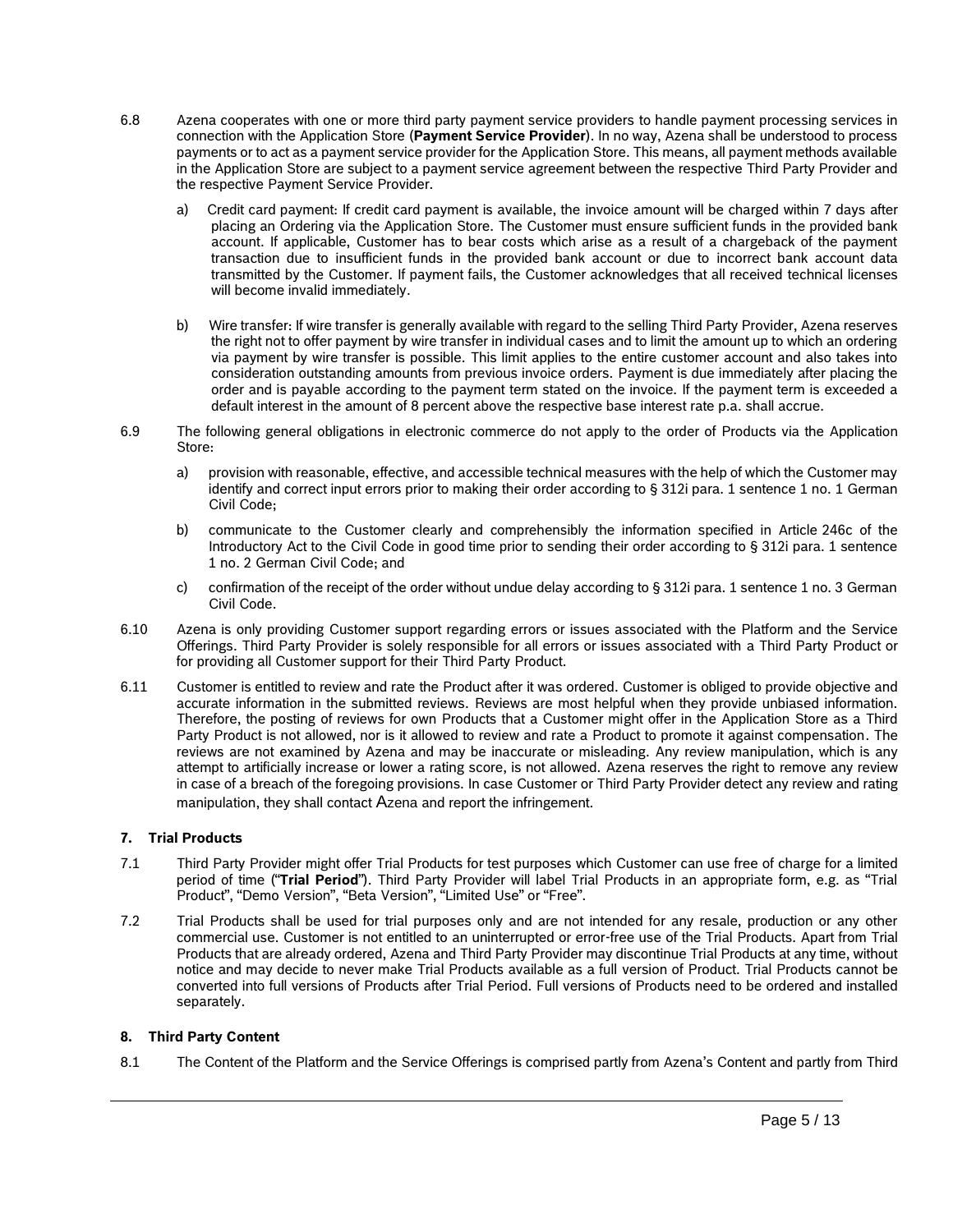6.8 Azena cooperates with one or more third party payment service providers to handle payment processing services in connection with the Application Store (**Payment Service Provider**). In no way, Azena shall be understood to process payments or to act as a payment service provider for the Application Store. This means, all payment methods available in the Application Store are subject to a payment service agreement between the respective Third Party Provider and the respective Payment Service Provider.

a) Credit card payment: If credit card payment is available, the invoice amount will be charged within 7 days after placing an Ordering via the Application Store. The Customer must ensure sufficient funds in the provided bank account. If applicable, Customer has to bear costs which arise as a result of a chargeback of the payment transaction due to insufficient funds in the provided bank account or due to incorrect bank account data transmitted by the Customer. If payment fails, the Customer acknowledges that all received technical licenses will become invalid immediately.

b) Wire transfer: If wire transfer is generally available with regard to the selling Third Party Provider, Azena reserves the right not to offer payment by wire transfer in individual cases and to limit the amount up to which an ordering via payment by wire transfer is possible. This limit applies to the entire customer account and also takes into consideration outstanding amounts from previous invoice orders. Payment is due immediately after placing the order and is payable according to the payment term stated on the invoice. If the payment term is exceeded a default interest in the amount of 8 percent above the respective base interest rate p.a. shall accrue.

6.9 The following general obligations in electronic commerce do not apply to the order of Products via the Application Store:

a) provision with reasonable, effective, and accessible technical measures with the help of which the Customer may identify and correct input errors prior to making their order according to § 312i para. 1 sentence 1 no. 1 German Civil Code;

b) communicate to the Customer clearly and comprehensibly the information specified in Article 246c of the Introductory Act to the Civil Code in good time prior to sending their order according to § 312i para. 1 sentence 1 no. 2 German Civil Code; and

c) confirmation of the receipt of the order without undue delay according to § 312i para. 1 sentence 1 no. 3 German Civil Code.

6.10 Azena is only providing Customer support regarding errors or issues associated with the Platform and the Service Offerings. Third Party Provider is solely responsible for all errors or issues associated with a Third Party Product or for providing all Customer support for their Third Party Product.

6.11 Customer is entitled to review and rate the Product after it was ordered. Customer is obliged to provide objective and accurate information in the submitted reviews. Reviews are most helpful when they provide unbiased information. Therefore, the posting of reviews for own Products that a Customer might offer in the Application Store as a Third Party Product is not allowed, nor is it allowed to review and rate a Product to promote it against compensation. The reviews are not examined by Azena and may be inaccurate or misleading. Any review manipulation, which is any attempt to artificially increase or lower a rating score, is not allowed. Azena reserves the right to remove any review in case of a breach of the foregoing provisions. In case Customer or Third Party Provider detect any review and rating manipulation, they shall contact Azena and report the infringement.

## 7. Trial Products

7.1 Third Party Provider might offer Trial Products for test purposes which Customer can use free of charge for a limited period of time ("**Trial Period**"). Third Party Provider will label Trial Products in an appropriate form, e.g. as "Trial Product", "Demo Version", "Beta Version", "Limited Use" or "Free".

7.2 Trial Products shall be used for trial purposes only and are not intended for any resale, production or any other commercial use. Customer is not entitled to an uninterrupted or error-free use of the Trial Products. Apart from Trial Products that are already ordered, Azena and Third Party Provider may discontinue Trial Products at any time, without notice and may decide to never make Trial Products available as a full version of Product. Trial Products cannot be converted into full versions of Products after Trial Period. Full versions of Products need to be ordered and installed separately.

## 8. Third Party Content

8.1 The Content of the Platform and the Service Offerings is comprised partly from Azena's Content and partly from Third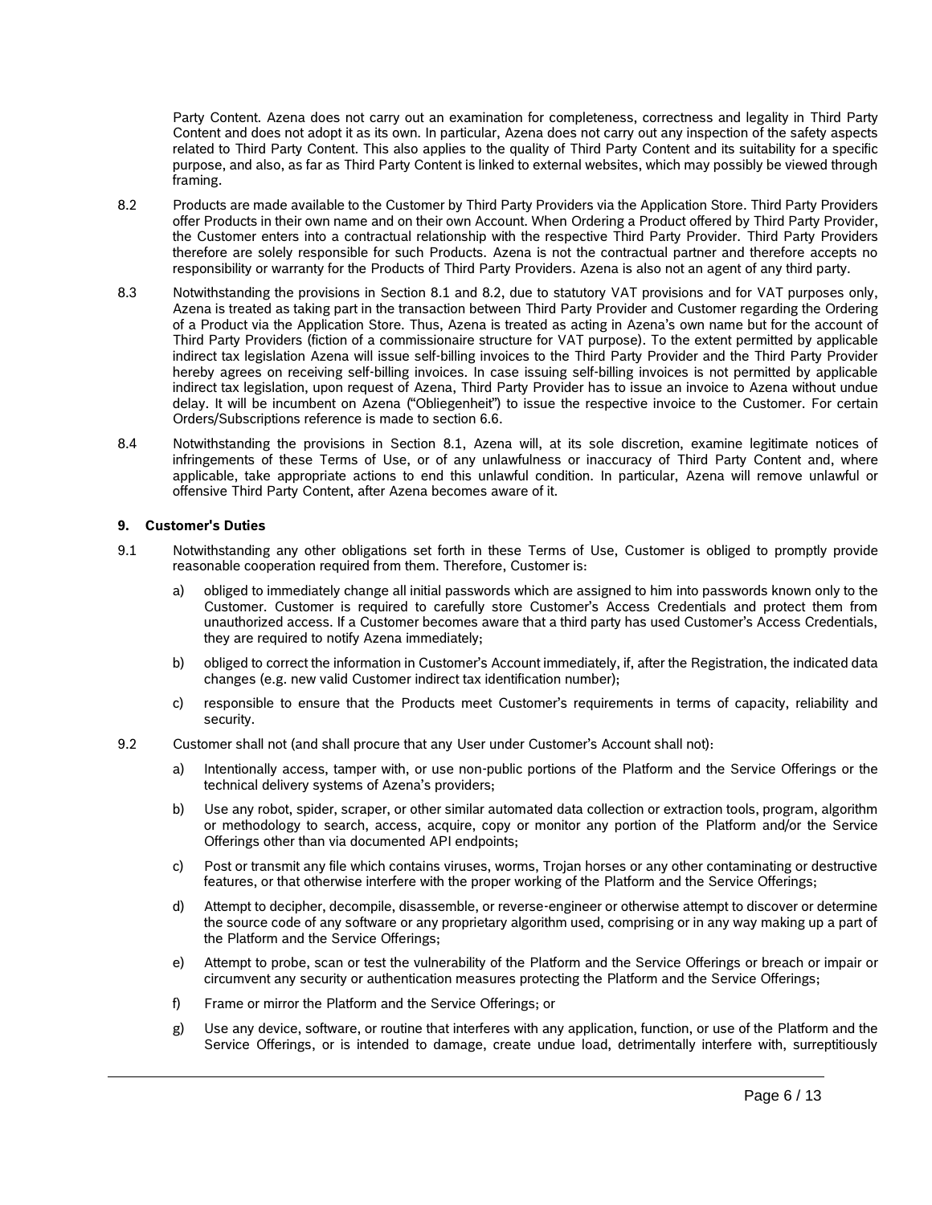Party Content. Azena does not carry out an examination for completeness, correctness and legality in Third Party Content and does not adopt it as its own. In particular, Azena does not carry out any inspection of the safety aspects related to Third Party Content. This also applies to the quality of Third Party Content and its suitability for a specific purpose, and also, as far as Third Party Content is linked to external websites, which may possibly be viewed through framing.

8.2 Products are made available to the Customer by Third Party Providers via the Application Store. Third Party Providers offer Products in their own name and on their own Account. When Ordering a Product offered by Third Party Provider, the Customer enters into a contractual relationship with the respective Third Party Provider. Third Party Providers therefore are solely responsible for such Products. Azena is not the contractual partner and therefore accepts no responsibility or warranty for the Products of Third Party Providers. Azena is also not an agent of any third party.

8.3 Notwithstanding the provisions in Section 8.1 and 8.2, due to statutory VAT provisions and for VAT purposes only, Azena is treated as taking part in the transaction between Third Party Provider and Customer regarding the Ordering of a Product via the Application Store. Thus, Azena is treated as acting in Azena's own name but for the account of Third Party Providers (fiction of a commissionaire structure for VAT purpose). To the extent permitted by applicable indirect tax legislation Azena will issue self-billing invoices to the Third Party Provider and the Third Party Provider hereby agrees on receiving self-billing invoices. In case issuing self-billing invoices is not permitted by applicable indirect tax legislation, upon request of Azena, Third Party Provider has to issue an invoice to Azena without undue delay. It will be incumbent on Azena ("Obliegenheit") to issue the respective invoice to the Customer. For certain Orders/Subscriptions reference is made to section 6.6.

8.4 Notwithstanding the provisions in Section 8.1, Azena will, at its sole discretion, examine legitimate notices of infringements of these Terms of Use, or of any unlawfulness or inaccuracy of Third Party Content and, where applicable, take appropriate actions to end this unlawful condition. In particular, Azena will remove unlawful or offensive Third Party Content, after Azena becomes aware of it.

### 9. Customer's Duties

9.1 Notwithstanding any other obligations set forth in these Terms of Use, Customer is obliged to promptly provide reasonable cooperation required from them. Therefore, Customer is:

a) obliged to immediately change all initial passwords which are assigned to him into passwords known only to the Customer. Customer is required to carefully store Customer's Access Credentials and protect them from unauthorized access. If a Customer becomes aware that a third party has used Customer's Access Credentials, they are required to notify Azena immediately;

b) obliged to correct the information in Customer's Account immediately, if, after the Registration, the indicated data changes (e.g. new valid Customer indirect tax identification number);

c) responsible to ensure that the Products meet Customer's requirements in terms of capacity, reliability and security.

9.2 Customer shall not (and shall procure that any User under Customer's Account shall not):

a) Intentionally access, tamper with, or use non-public portions of the Platform and the Service Offerings or the technical delivery systems of Azena's providers;

b) Use any robot, spider, scraper, or other similar automated data collection or extraction tools, program, algorithm or methodology to search, access, acquire, copy or monitor any portion of the Platform and/or the Service Offerings other than via documented API endpoints;

c) Post or transmit any file which contains viruses, worms, Trojan horses or any other contaminating or destructive features, or that otherwise interfere with the proper working of the Platform and the Service Offerings;

d) Attempt to decipher, decompile, disassemble, or reverse-engineer or otherwise attempt to discover or determine the source code of any software or any proprietary algorithm used, comprising or in any way making up a part of the Platform and the Service Offerings;

e) Attempt to probe, scan or test the vulnerability of the Platform and the Service Offerings or breach or impair or circumvent any security or authentication measures protecting the Platform and the Service Offerings;

f) Frame or mirror the Platform and the Service Offerings; or

g) Use any device, software, or routine that interferes with any application, function, or use of the Platform and the Service Offerings, or is intended to damage, create undue load, detrimentally interfere with, surreptitiously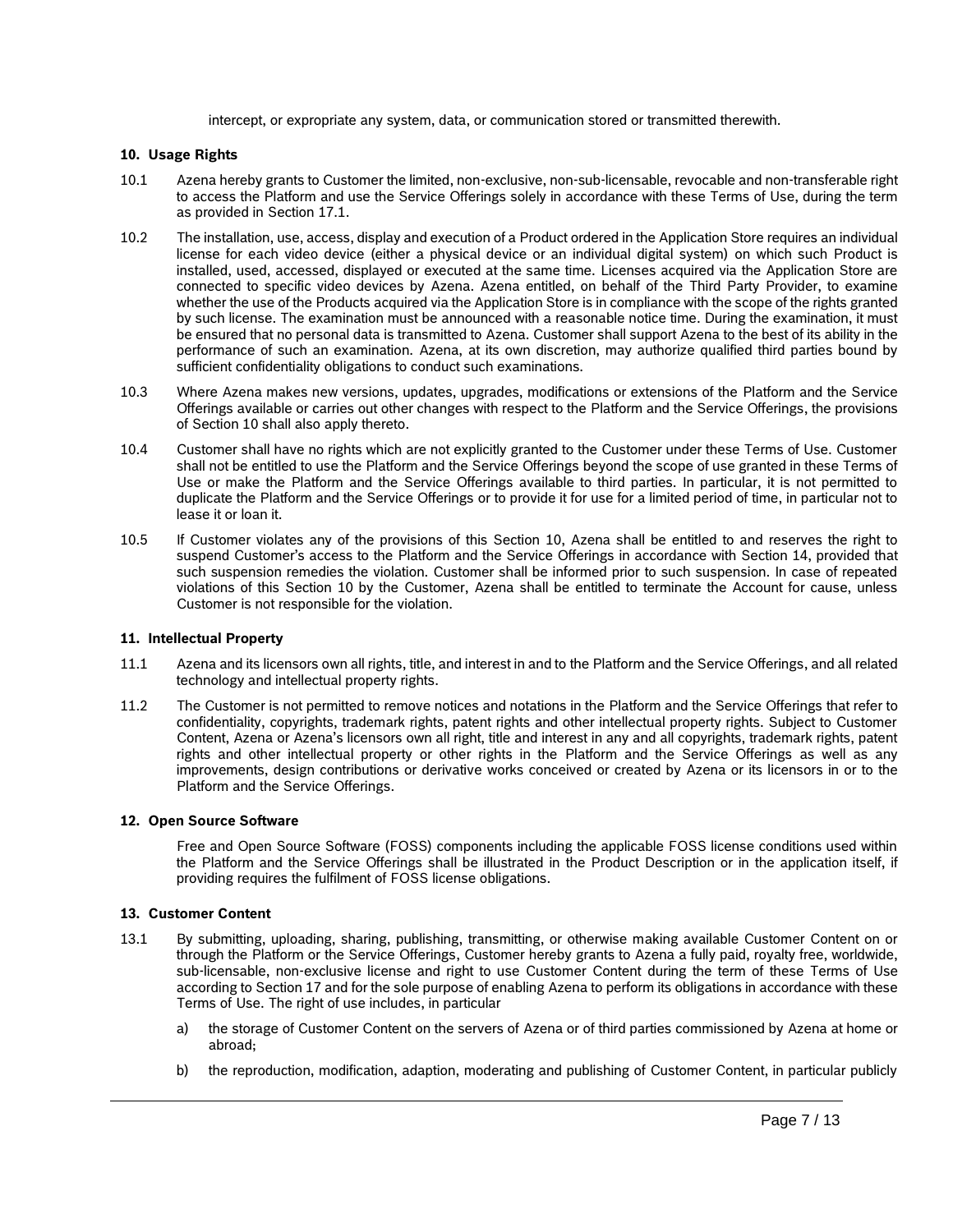intercept, or expropriate any system, data, or communication stored or transmitted therewith.

**10. Usage Rights**

10.1 Azena hereby grants to Customer the limited, non-exclusive, non-sub-licensable, revocable and non-transferable right to access the Platform and use the Service Offerings solely in accordance with these Terms of Use, during the term as provided in Section 17.1.

10.2 The installation, use, access, display and execution of a Product ordered in the Application Store requires an individual license for each video device (either a physical device or an individual digital system) on which such Product is installed, used, accessed, displayed or executed at the same time. Licenses acquired via the Application Store are connected to specific video devices by Azena. Azena entitled, on behalf of the Third Party Provider, to examine whether the use of the Products acquired via the Application Store is in compliance with the scope of the rights granted by such license. The examination must be announced with a reasonable notice time. During the examination, it must be ensured that no personal data is transmitted to Azena. Customer shall support Azena to the best of its ability in the performance of such an examination. Azena, at its own discretion, may authorize qualified third parties bound by sufficient confidentiality obligations to conduct such examinations.

10.3 Where Azena makes new versions, updates, upgrades, modifications or extensions of the Platform and the Service Offerings available or carries out other changes with respect to the Platform and the Service Offerings, the provisions of Section 10 shall also apply thereto.

10.4 Customer shall have no rights which are not explicitly granted to the Customer under these Terms of Use. Customer shall not be entitled to use the Platform and the Service Offerings beyond the scope of use granted in these Terms of Use or make the Platform and the Service Offerings available to third parties. In particular, it is not permitted to duplicate the Platform and the Service Offerings or to provide it for use for a limited period of time, in particular not to lease it or loan it.

10.5 If Customer violates any of the provisions of this Section 10, Azena shall be entitled to and reserves the right to suspend Customer's access to the Platform and the Service Offerings in accordance with Section 14, provided that such suspension remedies the violation. Customer shall be informed prior to such suspension. In case of repeated violations of this Section 10 by the Customer, Azena shall be entitled to terminate the Account for cause, unless Customer is not responsible for the violation.

**11. Intellectual Property**

11.1 Azena and its licensors own all rights, title, and interest in and to the Platform and the Service Offerings, and all related technology and intellectual property rights.

11.2 The Customer is not permitted to remove notices and notations in the Platform and the Service Offerings that refer to confidentiality, copyrights, trademark rights, patent rights and other intellectual property rights. Subject to Customer Content, Azena or Azena's licensors own all right, title and interest in any and all copyrights, trademark rights, patent rights and other intellectual property or other rights in the Platform and the Service Offerings as well as any improvements, design contributions or derivative works conceived or created by Azena or its licensors in or to the Platform and the Service Offerings.

**12. Open Source Software**

Free and Open Source Software (FOSS) components including the applicable FOSS license conditions used within the Platform and the Service Offerings shall be illustrated in the Product Description or in the application itself, if providing requires the fulfilment of FOSS license obligations.

**13. Customer Content**

13.1 By submitting, uploading, sharing, publishing, transmitting, or otherwise making available Customer Content on or through the Platform or the Service Offerings, Customer hereby grants to Azena a fully paid, royalty free, worldwide, sub-licensable, non-exclusive license and right to use Customer Content during the term of these Terms of Use according to Section 17 and for the sole purpose of enabling Azena to perform its obligations in accordance with these Terms of Use. The right of use includes, in particular

a) the storage of Customer Content on the servers of Azena or of third parties commissioned by Azena at home or abroad;

b) the reproduction, modification, adaption, moderating and publishing of Customer Content, in particular publicly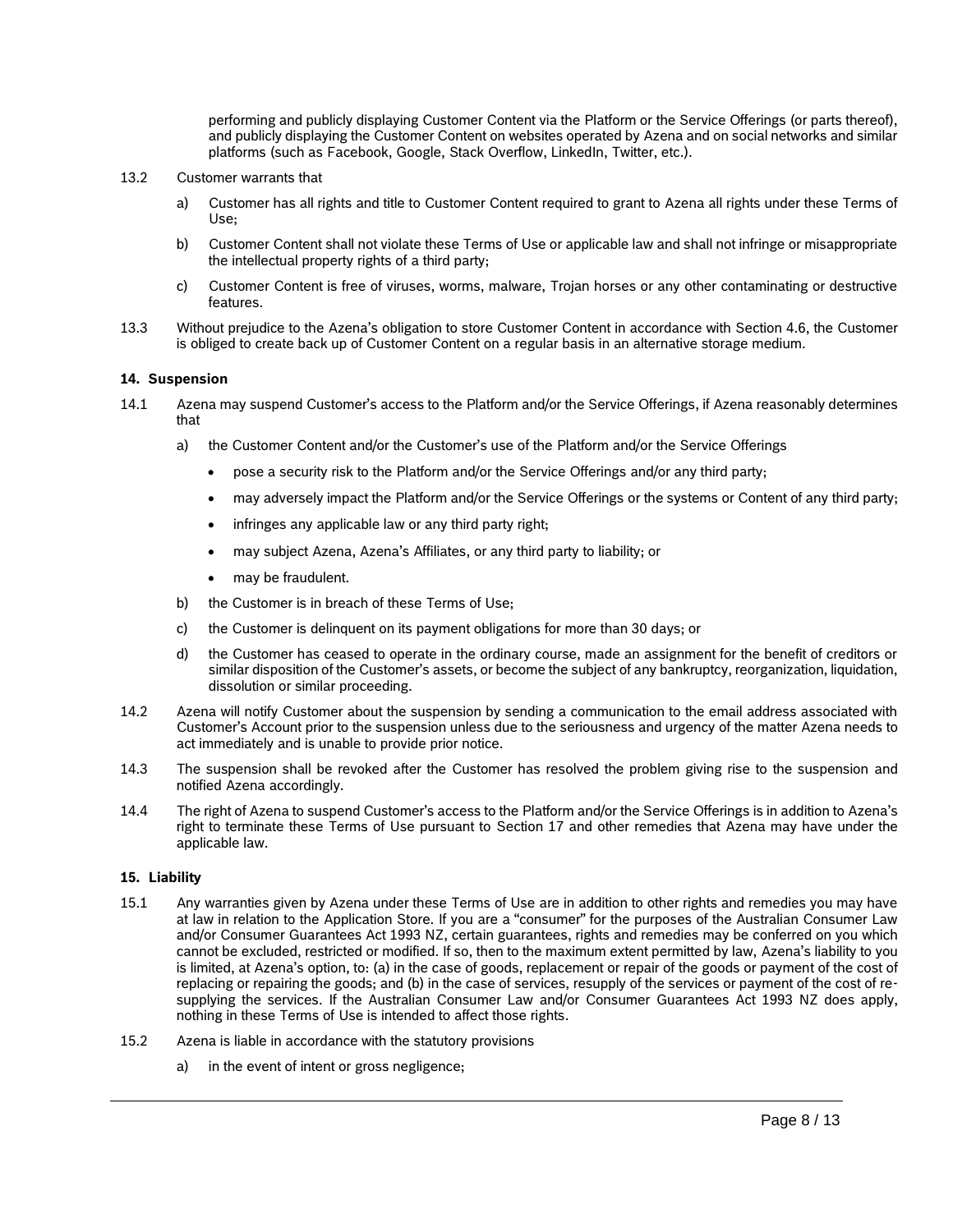performing and publicly displaying Customer Content via the Platform or the Service Offerings (or parts thereof), and publicly displaying the Customer Content on websites operated by Azena and on social networks and similar platforms (such as Facebook, Google, Stack Overflow, LinkedIn, Twitter, etc.).

13.2 Customer warrants that

a) Customer has all rights and title to Customer Content required to grant to Azena all rights under these Terms of Use;

b) Customer Content shall not violate these Terms of Use or applicable law and shall not infringe or misappropriate the intellectual property rights of a third party;

c) Customer Content is free of viruses, worms, malware, Trojan horses or any other contaminating or destructive features.

13.3 Without prejudice to the Azena's obligation to store Customer Content in accordance with Section 4.6, the Customer is obliged to create back up of Customer Content on a regular basis in an alternative storage medium.

## 14. Suspension

14.1 Azena may suspend Customer's access to the Platform and/or the Service Offerings, if Azena reasonably determines that

a) the Customer Content and/or the Customer's use of the Platform and/or the Service Offerings

- pose a security risk to the Platform and/or the Service Offerings and/or any third party;
- may adversely impact the Platform and/or the Service Offerings or the systems or Content of any third party;
- infringes any applicable law or any third party right;
- may subject Azena, Azena's Affiliates, or any third party to liability; or
- may be fraudulent.

b) the Customer is in breach of these Terms of Use;

c) the Customer is delinquent on its payment obligations for more than 30 days; or

d) the Customer has ceased to operate in the ordinary course, made an assignment for the benefit of creditors or similar disposition of the Customer's assets, or become the subject of any bankruptcy, reorganization, liquidation, dissolution or similar proceeding.

14.2 Azena will notify Customer about the suspension by sending a communication to the email address associated with Customer's Account prior to the suspension unless due to the seriousness and urgency of the matter Azena needs to act immediately and is unable to provide prior notice.

14.3 The suspension shall be revoked after the Customer has resolved the problem giving rise to the suspension and notified Azena accordingly.

14.4 The right of Azena to suspend Customer's access to the Platform and/or the Service Offerings is in addition to Azena's right to terminate these Terms of Use pursuant to Section 17 and other remedies that Azena may have under the applicable law.

## 15. Liability

15.1 Any warranties given by Azena under these Terms of Use are in addition to other rights and remedies you may have at law in relation to the Application Store. If you are a "consumer" for the purposes of the Australian Consumer Law and/or Consumer Guarantees Act 1993 NZ, certain guarantees, rights and remedies may be conferred on you which cannot be excluded, restricted or modified. If so, then to the maximum extent permitted by law, Azena's liability to you is limited, at Azena's option, to: (a) in the case of goods, replacement or repair of the goods or payment of the cost of replacing or repairing the goods; and (b) in the case of services, resupply of the services or payment of the cost of re-supplying the services. If the Australian Consumer Law and/or Consumer Guarantees Act 1993 NZ does apply, nothing in these Terms of Use is intended to affect those rights.

15.2 Azena is liable in accordance with the statutory provisions

a) in the event of intent or gross negligence;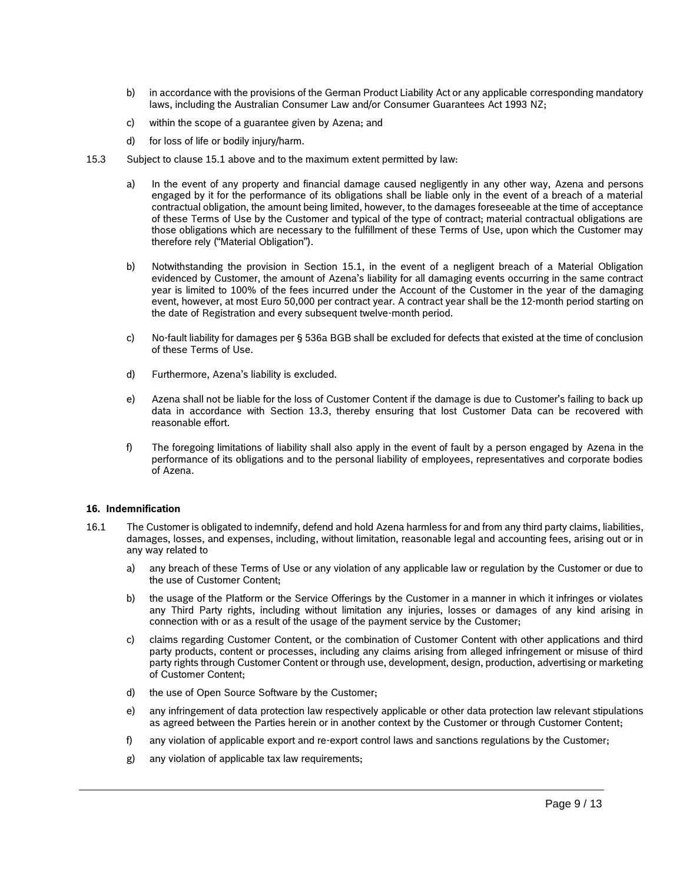b) in accordance with the provisions of the German Product Liability Act or any applicable corresponding mandatory laws, including the Australian Consumer Law and/or Consumer Guarantees Act 1993 NZ;

c) within the scope of a guarantee given by Azena; and

d) for loss of life or bodily injury/harm.

15.3 Subject to clause 15.1 above and to the maximum extent permitted by law:

a) In the event of any property and financial damage caused negligently in any other way, Azena and persons engaged by it for the performance of its obligations shall be liable only in the event of a breach of a material contractual obligation, the amount being limited, however, to the damages foreseeable at the time of acceptance of these Terms of Use by the Customer and typical of the type of contract; material contractual obligations are those obligations which are necessary to the fulfillment of these Terms of Use, upon which the Customer may therefore rely ("Material Obligation").

b) Notwithstanding the provision in Section 15.1, in the event of a negligent breach of a Material Obligation evidenced by Customer, the amount of Azena's liability for all damaging events occurring in the same contract year is limited to 100% of the fees incurred under the Account of the Customer in the year of the damaging event, however, at most Euro 50,000 per contract year. A contract year shall be the 12-month period starting on the date of Registration and every subsequent twelve-month period.

c) No-fault liability for damages per § 536a BGB shall be excluded for defects that existed at the time of conclusion of these Terms of Use.

d) Furthermore, Azena's liability is excluded.

e) Azena shall not be liable for the loss of Customer Content if the damage is due to Customer's failing to back up data in accordance with Section 13.3, thereby ensuring that lost Customer Data can be recovered with reasonable effort.

f) The foregoing limitations of liability shall also apply in the event of fault by a person engaged by Azena in the performance of its obligations and to the personal liability of employees, representatives and corporate bodies of Azena.

### 16. Indemnification

16.1 The Customer is obligated to indemnify, defend and hold Azena harmless for and from any third party claims, liabilities, damages, losses, and expenses, including, without limitation, reasonable legal and accounting fees, arising out or in any way related to

a) any breach of these Terms of Use or any violation of any applicable law or regulation by the Customer or due to the use of Customer Content;

b) the usage of the Platform or the Service Offerings by the Customer in a manner in which it infringes or violates any Third Party rights, including without limitation any injuries, losses or damages of any kind arising in connection with or as a result of the usage of the payment service by the Customer;

c) claims regarding Customer Content, or the combination of Customer Content with other applications and third party products, content or processes, including any claims arising from alleged infringement or misuse of third party rights through Customer Content or through use, development, design, production, advertising or marketing of Customer Content;

d) the use of Open Source Software by the Customer;

e) any infringement of data protection law respectively applicable or other data protection law relevant stipulations as agreed between the Parties herein or in another context by the Customer or through Customer Content;

f) any violation of applicable export and re-export control laws and sanctions regulations by the Customer;

g) any violation of applicable tax law requirements;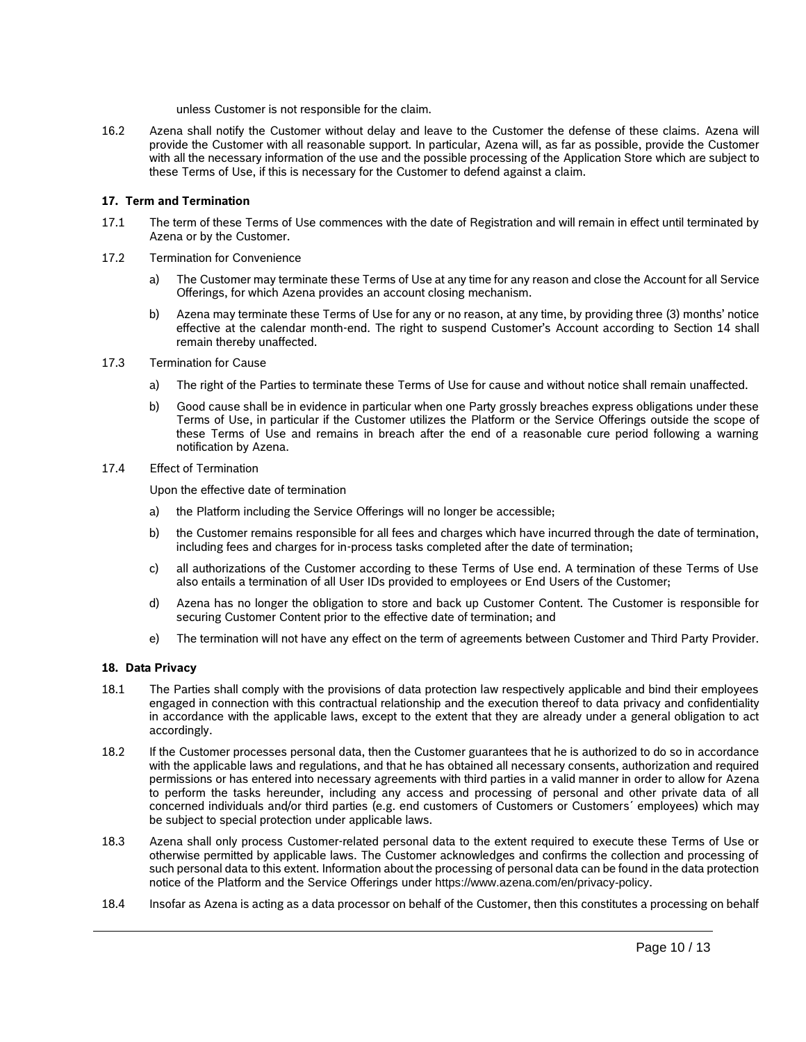unless Customer is not responsible for the claim.

16.2 Azena shall notify the Customer without delay and leave to the Customer the defense of these claims. Azena will provide the Customer with all reasonable support. In particular, Azena will, as far as possible, provide the Customer with all the necessary information of the use and the possible processing of the Application Store which are subject to these Terms of Use, if this is necessary for the Customer to defend against a claim.

**17. Term and Termination**

17.1 The term of these Terms of Use commences with the date of Registration and will remain in effect until terminated by Azena or by the Customer.

17.2 Termination for Convenience

a) The Customer may terminate these Terms of Use at any time for any reason and close the Account for all Service Offerings, for which Azena provides an account closing mechanism.

b) Azena may terminate these Terms of Use for any or no reason, at any time, by providing three (3) months' notice effective at the calendar month-end. The right to suspend Customer's Account according to Section 14 shall remain thereby unaffected.

17.3 Termination for Cause

a) The right of the Parties to terminate these Terms of Use for cause and without notice shall remain unaffected.

b) Good cause shall be in evidence in particular when one Party grossly breaches express obligations under these Terms of Use, in particular if the Customer utilizes the Platform or the Service Offerings outside the scope of these Terms of Use and remains in breach after the end of a reasonable cure period following a warning notification by Azena.

17.4 Effect of Termination

Upon the effective date of termination

a) the Platform including the Service Offerings will no longer be accessible;

b) the Customer remains responsible for all fees and charges which have incurred through the date of termination, including fees and charges for in-process tasks completed after the date of termination;

c) all authorizations of the Customer according to these Terms of Use end. A termination of these Terms of Use also entails a termination of all User IDs provided to employees or End Users of the Customer;

d) Azena has no longer the obligation to store and back up Customer Content. The Customer is responsible for securing Customer Content prior to the effective date of termination; and

e) The termination will not have any effect on the term of agreements between Customer and Third Party Provider.

**18. Data Privacy**

18.1 The Parties shall comply with the provisions of data protection law respectively applicable and bind their employees engaged in connection with this contractual relationship and the execution thereof to data privacy and confidentiality in accordance with the applicable laws, except to the extent that they are already under a general obligation to act accordingly.

18.2 If the Customer processes personal data, then the Customer guarantees that he is authorized to do so in accordance with the applicable laws and regulations, and that he has obtained all necessary consents, authorization and required permissions or has entered into necessary agreements with third parties in a valid manner in order to allow for Azena to perform the tasks hereunder, including any access and processing of personal and other private data of all concerned individuals and/or third parties (e.g. end customers of Customers or Customers´ employees) which may be subject to special protection under applicable laws.

18.3 Azena shall only process Customer-related personal data to the extent required to execute these Terms of Use or otherwise permitted by applicable laws. The Customer acknowledges and confirms the collection and processing of such personal data to this extent. Information about the processing of personal data can be found in the data protection notice of the Platform and the Service Offerings under https://www.azena.com/en/privacy-policy.

18.4 Insofar as Azena is acting as a data processor on behalf of the Customer, then this constitutes a processing on behalf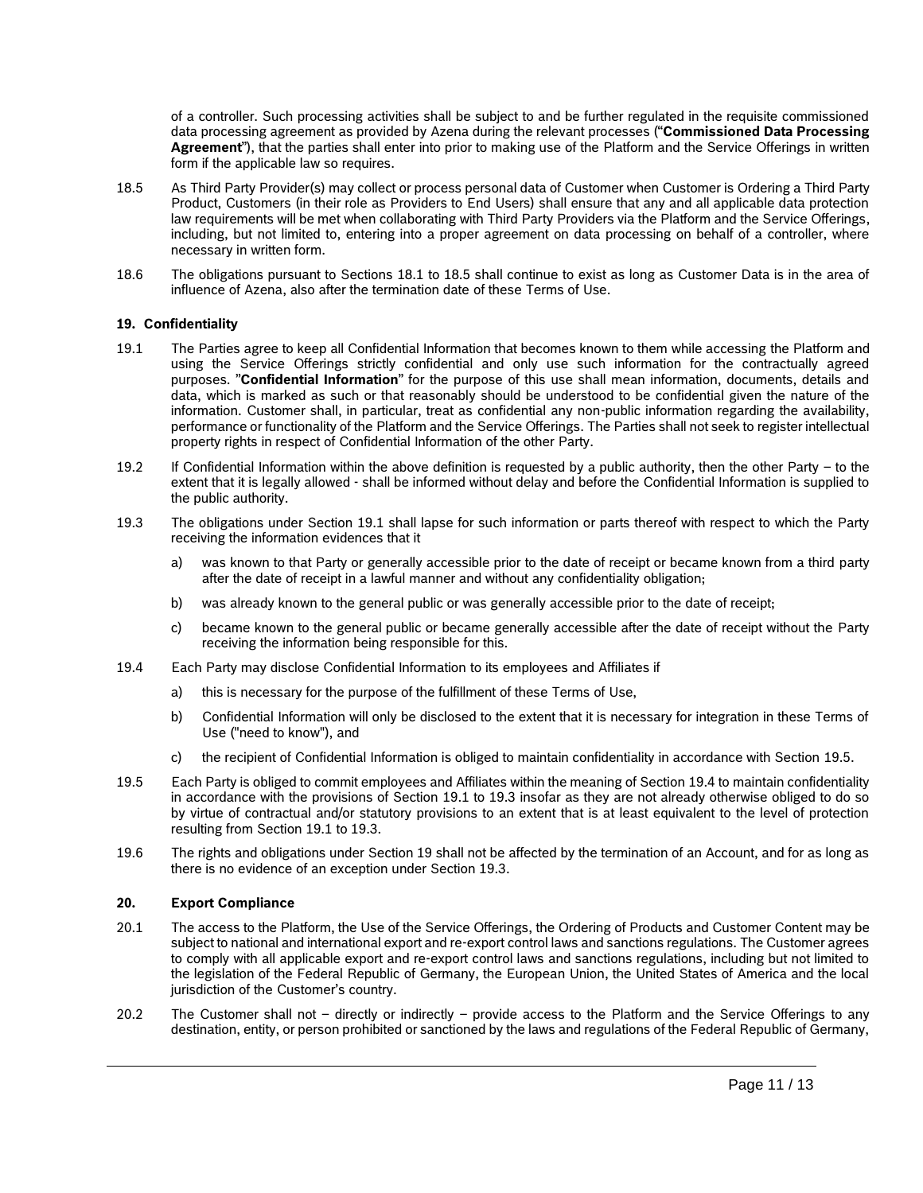of a controller. Such processing activities shall be subject to and be further regulated in the requisite commissioned data processing agreement as provided by Azena during the relevant processes ("**Commissioned Data Processing Agreement**"), that the parties shall enter into prior to making use of the Platform and the Service Offerings in written form if the applicable law so requires.

18.5 As Third Party Provider(s) may collect or process personal data of Customer when Customer is Ordering a Third Party Product, Customers (in their role as Providers to End Users) shall ensure that any and all applicable data protection law requirements will be met when collaborating with Third Party Providers via the Platform and the Service Offerings, including, but not limited to, entering into a proper agreement on data processing on behalf of a controller, where necessary in written form.

18.6 The obligations pursuant to Sections 18.1 to 18.5 shall continue to exist as long as Customer Data is in the area of influence of Azena, also after the termination date of these Terms of Use.

## 19. Confidentiality

19.1 The Parties agree to keep all Confidential Information that becomes known to them while accessing the Platform and using the Service Offerings strictly confidential and only use such information for the contractually agreed purposes. "**Confidential Information**" for the purpose of this use shall mean information, documents, details and data, which is marked as such or that reasonably should be understood to be confidential given the nature of the information. Customer shall, in particular, treat as confidential any non-public information regarding the availability, performance or functionality of the Platform and the Service Offerings. The Parties shall not seek to register intellectual property rights in respect of Confidential Information of the other Party.

19.2 If Confidential Information within the above definition is requested by a public authority, then the other Party – to the extent that it is legally allowed - shall be informed without delay and before the Confidential Information is supplied to the public authority.

19.3 The obligations under Section 19.1 shall lapse for such information or parts thereof with respect to which the Party receiving the information evidences that it

a) was known to that Party or generally accessible prior to the date of receipt or became known from a third party after the date of receipt in a lawful manner and without any confidentiality obligation;

b) was already known to the general public or was generally accessible prior to the date of receipt;

c) became known to the general public or became generally accessible after the date of receipt without the Party receiving the information being responsible for this.

19.4 Each Party may disclose Confidential Information to its employees and Affiliates if

a) this is necessary for the purpose of the fulfillment of these Terms of Use,

b) Confidential Information will only be disclosed to the extent that it is necessary for integration in these Terms of Use ("need to know"), and

c) the recipient of Confidential Information is obliged to maintain confidentiality in accordance with Section 19.5.

19.5 Each Party is obliged to commit employees and Affiliates within the meaning of Section 19.4 to maintain confidentiality in accordance with the provisions of Section 19.1 to 19.3 insofar as they are not already otherwise obliged to do so by virtue of contractual and/or statutory provisions to an extent that is at least equivalent to the level of protection resulting from Section 19.1 to 19.3.

19.6 The rights and obligations under Section 19 shall not be affected by the termination of an Account, and for as long as there is no evidence of an exception under Section 19.3.

## 20. Export Compliance

20.1 The access to the Platform, the Use of the Service Offerings, the Ordering of Products and Customer Content may be subject to national and international export and re-export control laws and sanctions regulations. The Customer agrees to comply with all applicable export and re-export control laws and sanctions regulations, including but not limited to the legislation of the Federal Republic of Germany, the European Union, the United States of America and the local jurisdiction of the Customer's country.

20.2 The Customer shall not – directly or indirectly – provide access to the Platform and the Service Offerings to any destination, entity, or person prohibited or sanctioned by the laws and regulations of the Federal Republic of Germany,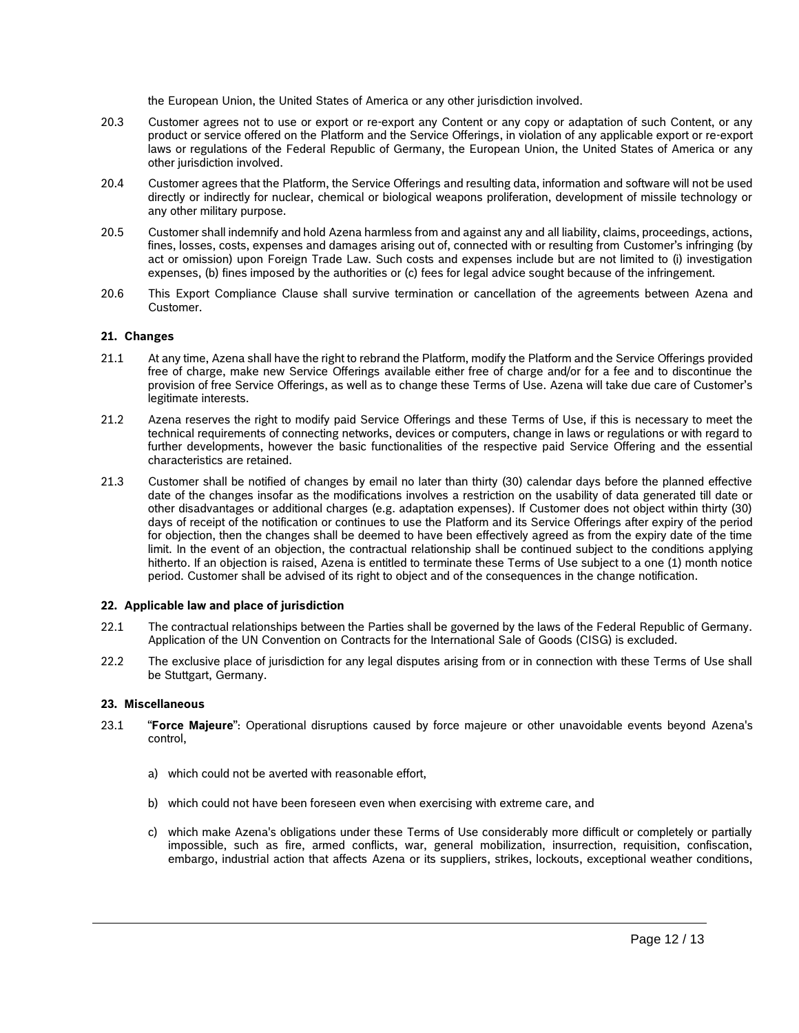the European Union, the United States of America or any other jurisdiction involved.

20.3 Customer agrees not to use or export or re-export any Content or any copy or adaptation of such Content, or any product or service offered on the Platform and the Service Offerings, in violation of any applicable export or re-export laws or regulations of the Federal Republic of Germany, the European Union, the United States of America or any other jurisdiction involved.

20.4 Customer agrees that the Platform, the Service Offerings and resulting data, information and software will not be used directly or indirectly for nuclear, chemical or biological weapons proliferation, development of missile technology or any other military purpose.

20.5 Customer shall indemnify and hold Azena harmless from and against any and all liability, claims, proceedings, actions, fines, losses, costs, expenses and damages arising out of, connected with or resulting from Customer's infringing (by act or omission) upon Foreign Trade Law. Such costs and expenses include but are not limited to (i) investigation expenses, (b) fines imposed by the authorities or (c) fees for legal advice sought because of the infringement.

20.6 This Export Compliance Clause shall survive termination or cancellation of the agreements between Azena and Customer.

### 21. Changes

21.1 At any time, Azena shall have the right to rebrand the Platform, modify the Platform and the Service Offerings provided free of charge, make new Service Offerings available either free of charge and/or for a fee and to discontinue the provision of free Service Offerings, as well as to change these Terms of Use. Azena will take due care of Customer's legitimate interests.

21.2 Azena reserves the right to modify paid Service Offerings and these Terms of Use, if this is necessary to meet the technical requirements of connecting networks, devices or computers, change in laws or regulations or with regard to further developments, however the basic functionalities of the respective paid Service Offering and the essential characteristics are retained.

21.3 Customer shall be notified of changes by email no later than thirty (30) calendar days before the planned effective date of the changes insofar as the modifications involves a restriction on the usability of data generated till date or other disadvantages or additional charges (e.g. adaptation expenses). If Customer does not object within thirty (30) days of receipt of the notification or continues to use the Platform and its Service Offerings after expiry of the period for objection, then the changes shall be deemed to have been effectively agreed as from the expiry date of the time limit. In the event of an objection, the contractual relationship shall be continued subject to the conditions applying hitherto. If an objection is raised, Azena is entitled to terminate these Terms of Use subject to a one (1) month notice period. Customer shall be advised of its right to object and of the consequences in the change notification.

### 22. Applicable law and place of jurisdiction

22.1 The contractual relationships between the Parties shall be governed by the laws of the Federal Republic of Germany. Application of the UN Convention on Contracts for the International Sale of Goods (CISG) is excluded.

22.2 The exclusive place of jurisdiction for any legal disputes arising from or in connection with these Terms of Use shall be Stuttgart, Germany.

### 23. Miscellaneous

23.1 "**Force Majeure**": Operational disruptions caused by force majeure or other unavoidable events beyond Azena's control,

a) which could not be averted with reasonable effort,

b) which could not have been foreseen even when exercising with extreme care, and

c) which make Azena's obligations under these Terms of Use considerably more difficult or completely or partially impossible, such as fire, armed conflicts, war, general mobilization, insurrection, requisition, confiscation, embargo, industrial action that affects Azena or its suppliers, strikes, lockouts, exceptional weather conditions,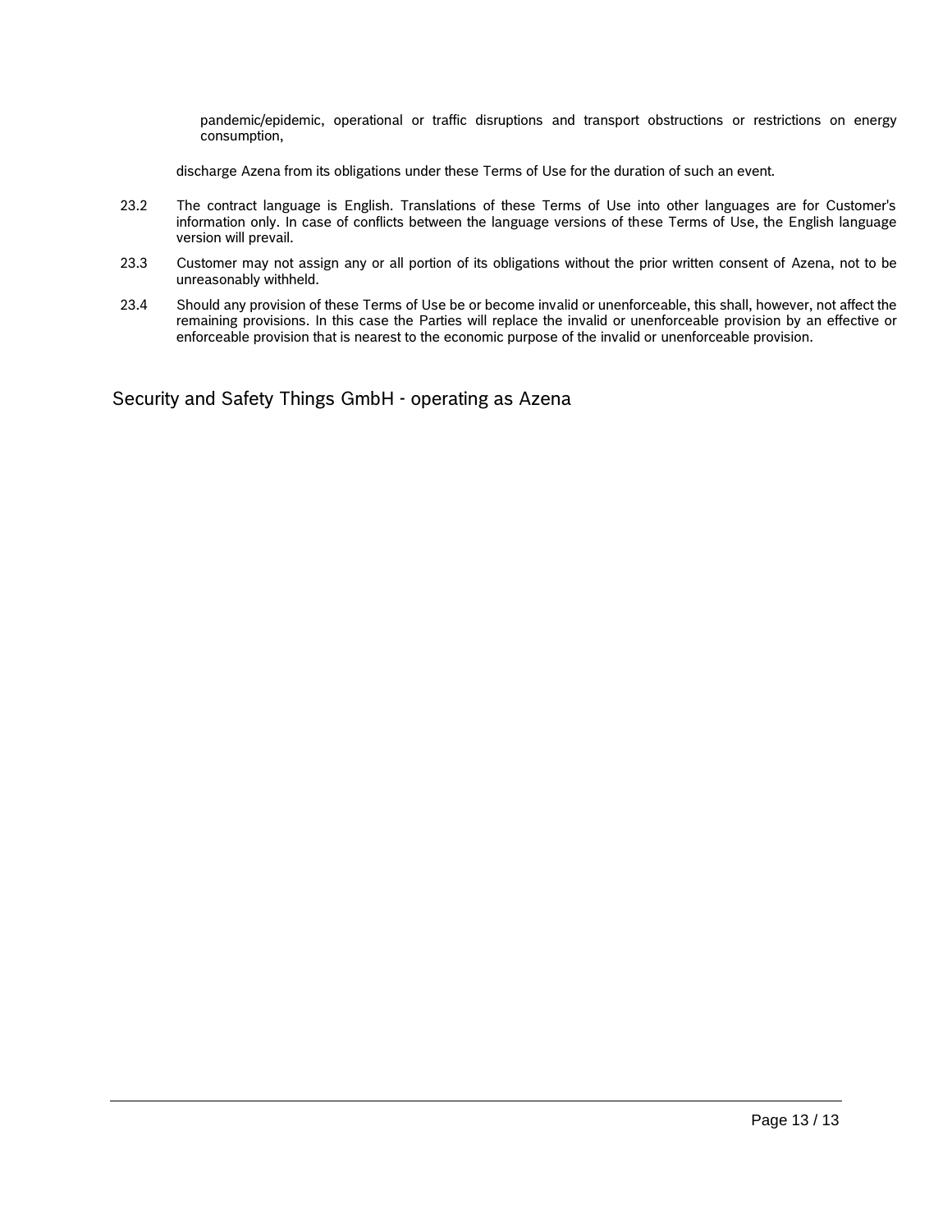pandemic/epidemic, operational or traffic disruptions and transport obstructions or restrictions on energy consumption,

discharge Azena from its obligations under these Terms of Use for the duration of such an event.

23.2 The contract language is English. Translations of these Terms of Use into other languages are for Customer's information only. In case of conflicts between the language versions of these Terms of Use, the English language version will prevail.

23.3 Customer may not assign any or all portion of its obligations without the prior written consent of Azena, not to be unreasonably withheld.

23.4 Should any provision of these Terms of Use be or become invalid or unenforceable, this shall, however, not affect the remaining provisions. In this case the Parties will replace the invalid or unenforceable provision by an effective or enforceable provision that is nearest to the economic purpose of the invalid or unenforceable provision.

Security and Safety Things GmbH - operating as Azena